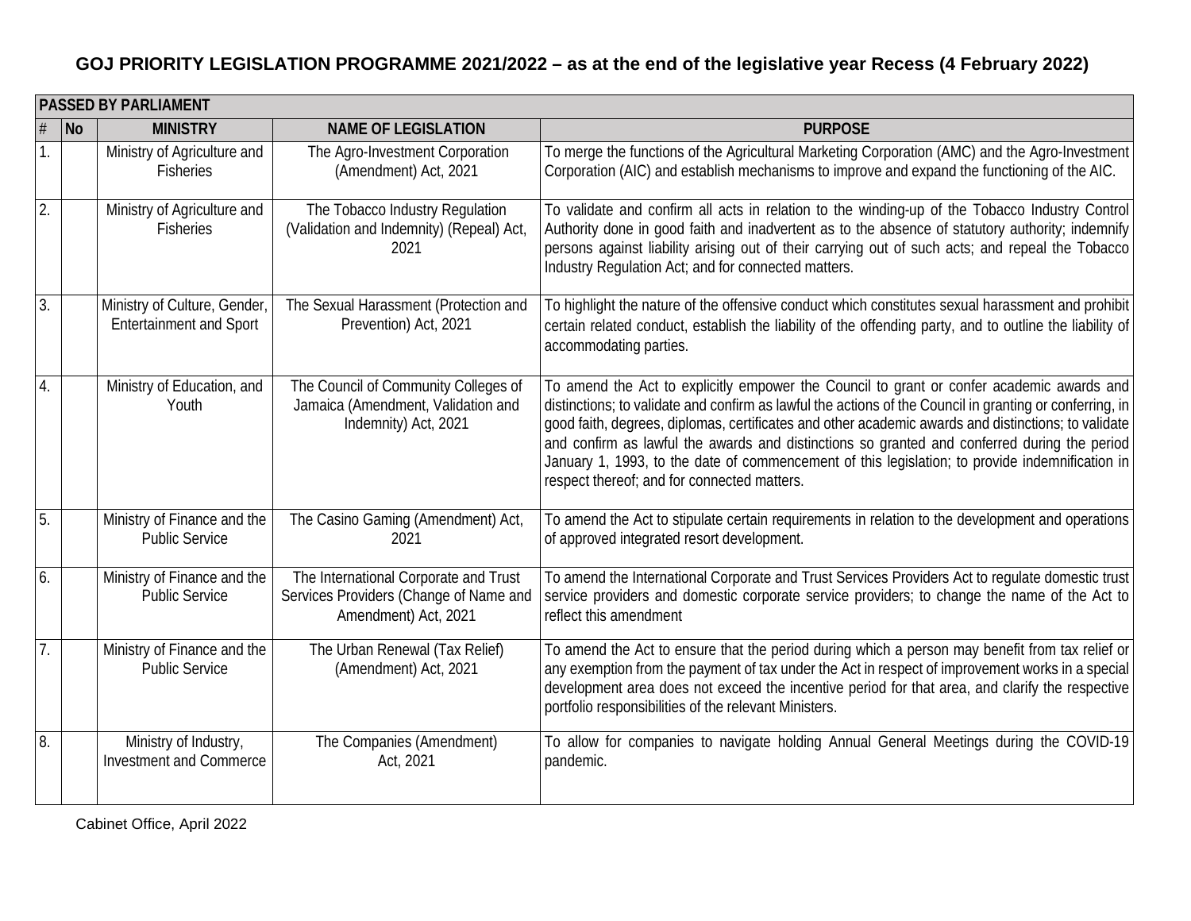# GOJ PRIORITY LEGISLATION PROGRAMME 2021/2022 – as at the end of the legislative year Recess (4 February 2022)

| PASSED BY PARLIAMENT | | | | |
|---|---|---|---|---|
| # | No | MINISTRY | NAME OF LEGISLATION | PURPOSE |
| 1. | | Ministry of Agriculture and Fisheries | The Agro-Investment Corporation (Amendment) Act, 2021 | To merge the functions of the Agricultural Marketing Corporation (AMC) and the Agro-Investment Corporation (AIC) and establish mechanisms to improve and expand the functioning of the AIC. |
| 2. | | Ministry of Agriculture and Fisheries | The Tobacco Industry Regulation (Validation and Indemnity) (Repeal) Act, 2021 | To validate and confirm all acts in relation to the winding-up of the Tobacco Industry Control Authority done in good faith and inadvertent as to the absence of statutory authority; indemnify persons against liability arising out of their carrying out of such acts; and repeal the Tobacco Industry Regulation Act; and for connected matters. |
| 3. | | Ministry of Culture, Gender, Entertainment and Sport | The Sexual Harassment (Protection and Prevention) Act, 2021 | To highlight the nature of the offensive conduct which constitutes sexual harassment and prohibit certain related conduct, establish the liability of the offending party, and to outline the liability of accommodating parties. |
| 4. | | Ministry of Education, and Youth | The Council of Community Colleges of Jamaica (Amendment, Validation and Indemnity) Act, 2021 | To amend the Act to explicitly empower the Council to grant or confer academic awards and distinctions; to validate and confirm as lawful the actions of the Council in granting or conferring, in good faith, degrees, diplomas, certificates and other academic awards and distinctions; to validate and confirm as lawful the awards and distinctions so granted and conferred during the period January 1, 1993, to the date of commencement of this legislation; to provide indemnification in respect thereof; and for connected matters. |
| 5. | | Ministry of Finance and the Public Service | The Casino Gaming (Amendment) Act, 2021 | To amend the Act to stipulate certain requirements in relation to the development and operations of approved integrated resort development. |
| 6. | | Ministry of Finance and the Public Service | The International Corporate and Trust Services Providers (Change of Name and Amendment) Act, 2021 | To amend the International Corporate and Trust Services Providers Act to regulate domestic trust service providers and domestic corporate service providers; to change the name of the Act to reflect this amendment |
| 7. | | Ministry of Finance and the Public Service | The Urban Renewal (Tax Relief) (Amendment) Act, 2021 | To amend the Act to ensure that the period during which a person may benefit from tax relief or any exemption from the payment of tax under the Act in respect of improvement works in a special development area does not exceed the incentive period for that area, and clarify the respective portfolio responsibilities of the relevant Ministers. |
| 8. | | Ministry of Industry, Investment and Commerce | The Companies (Amendment) Act, 2021 | To allow for companies to navigate holding Annual General Meetings during the COVID-19 pandemic. |

Cabinet Office, April 2022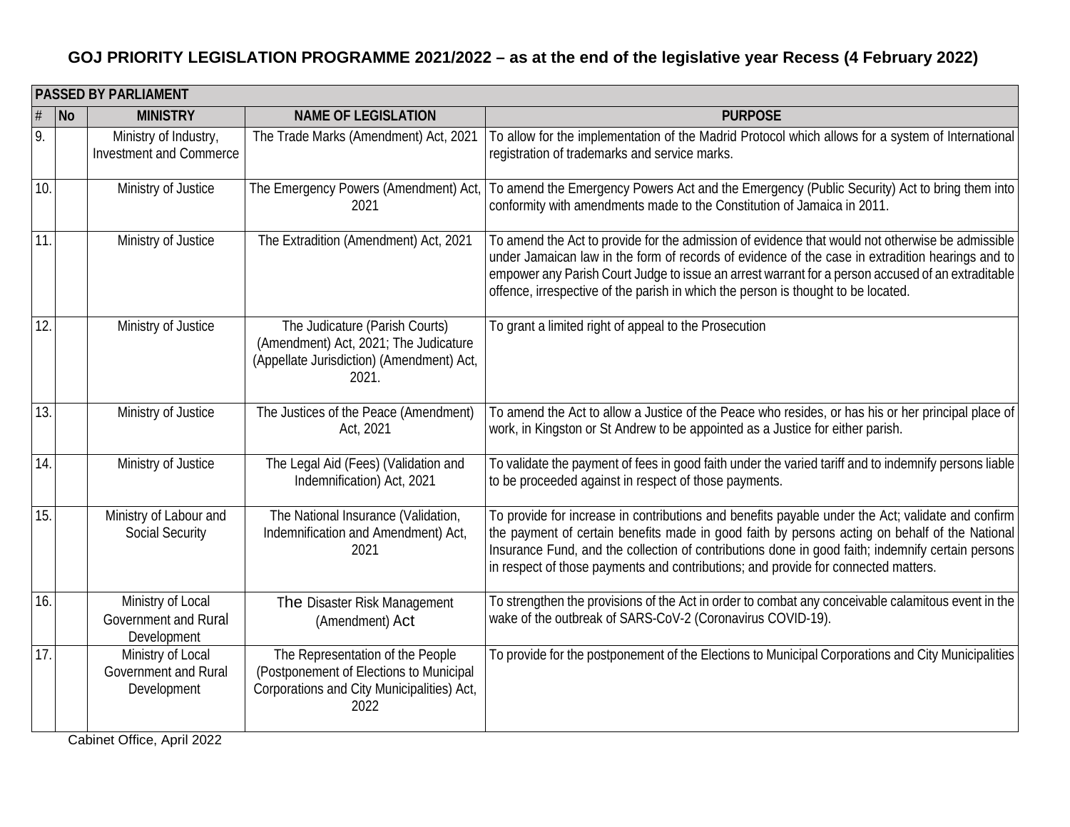## GOJ PRIORITY LEGISLATION PROGRAMME 2021/2022 – as at the end of the legislative year Recess (4 February 2022)

| PASSED BY PARLIAMENT | | | | |
|---|---|---|---|---|
| # | No | MINISTRY | NAME OF LEGISLATION | PURPOSE |
| 9. | | Ministry of Industry, Investment and Commerce | The Trade Marks (Amendment) Act, 2021 | To allow for the implementation of the Madrid Protocol which allows for a system of International registration of trademarks and service marks. |
| 10. | | Ministry of Justice | The Emergency Powers (Amendment) Act, 2021 | To amend the Emergency Powers Act and the Emergency (Public Security) Act to bring them into conformity with amendments made to the Constitution of Jamaica in 2011. |
| 11. | | Ministry of Justice | The Extradition (Amendment) Act, 2021 | To amend the Act to provide for the admission of evidence that would not otherwise be admissible under Jamaican law in the form of records of evidence of the case in extradition hearings and to empower any Parish Court Judge to issue an arrest warrant for a person accused of an extraditable offence, irrespective of the parish in which the person is thought to be located. |
| 12. | | Ministry of Justice | The Judicature (Parish Courts) (Amendment) Act, 2021; The Judicature (Appellate Jurisdiction) (Amendment) Act, 2021. | To grant a limited right of appeal to the Prosecution |
| 13. | | Ministry of Justice | The Justices of the Peace (Amendment) Act, 2021 | To amend the Act to allow a Justice of the Peace who resides, or has his or her principal place of work, in Kingston or St Andrew to be appointed as a Justice for either parish. |
| 14. | | Ministry of Justice | The Legal Aid (Fees) (Validation and Indemnification) Act, 2021 | To validate the payment of fees in good faith under the varied tariff and to indemnify persons liable to be proceeded against in respect of those payments. |
| 15. | | Ministry of Labour and Social Security | The National Insurance (Validation, Indemnification and Amendment) Act, 2021 | To provide for increase in contributions and benefits payable under the Act; validate and confirm the payment of certain benefits made in good faith by persons acting on behalf of the National Insurance Fund, and the collection of contributions done in good faith; indemnify certain persons in respect of those payments and contributions; and provide for connected matters. |
| 16. | | Ministry of Local Government and Rural Development | The Disaster Risk Management (Amendment) Act | To strengthen the provisions of the Act in order to combat any conceivable calamitous event in the wake of the outbreak of SARS-CoV-2 (Coronavirus COVID-19). |
| 17. | | Ministry of Local Government and Rural Development | The Representation of the People (Postponement of Elections to Municipal Corporations and City Municipalities) Act, 2022 | To provide for the postponement of the Elections to Municipal Corporations and City Municipalities |

Cabinet Office, April 2022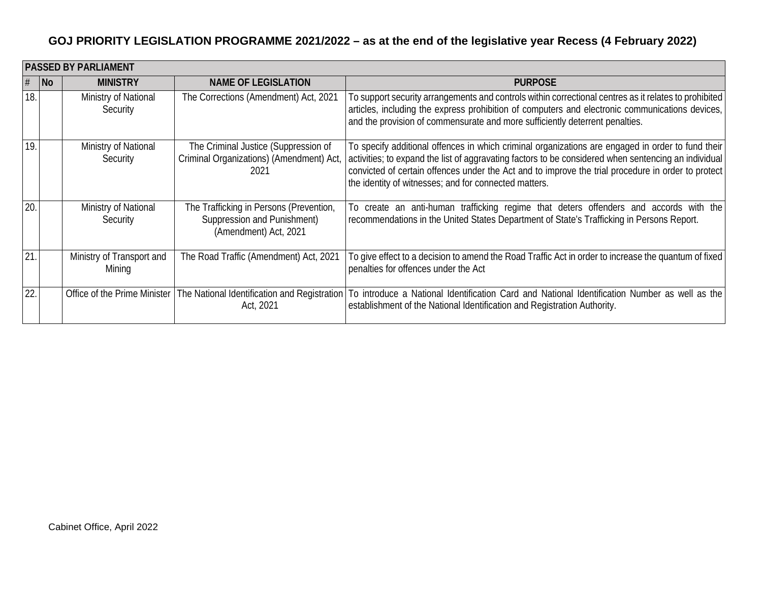**GOJ PRIORITY LEGISLATION PROGRAMME 2021/2022 – as at the end of the legislative year Recess (4 February 2022)**

| PASSED BY PARLIAMENT | | | | |
|---|---|---|---|---|
| # | No | MINISTRY | NAME OF LEGISLATION | PURPOSE |
| 18. | | Ministry of National Security | The Corrections (Amendment) Act, 2021 | To support security arrangements and controls within correctional centres as it relates to prohibited articles, including the express prohibition of computers and electronic communications devices, and the provision of commensurate and more sufficiently deterrent penalties. |
| 19. | | Ministry of National Security | The Criminal Justice (Suppression of Criminal Organizations) (Amendment) Act, 2021 | To specify additional offences in which criminal organizations are engaged in order to fund their activities; to expand the list of aggravating factors to be considered when sentencing an individual convicted of certain offences under the Act and to improve the trial procedure in order to protect the identity of witnesses; and for connected matters. |
| 20. | | Ministry of National Security | The Trafficking in Persons (Prevention, Suppression and Punishment) (Amendment) Act, 2021 | To create an anti-human trafficking regime that deters offenders and accords with the recommendations in the United States Department of State's Trafficking in Persons Report. |
| 21. | | Ministry of Transport and Mining | The Road Traffic (Amendment) Act, 2021 | To give effect to a decision to amend the Road Traffic Act in order to increase the quantum of fixed penalties for offences under the Act |
| 22. | | Office of the Prime Minister | The National Identification and Registration Act, 2021 | To introduce a National Identification Card and National Identification Number as well as the establishment of the National Identification and Registration Authority. |

Cabinet Office, April 2022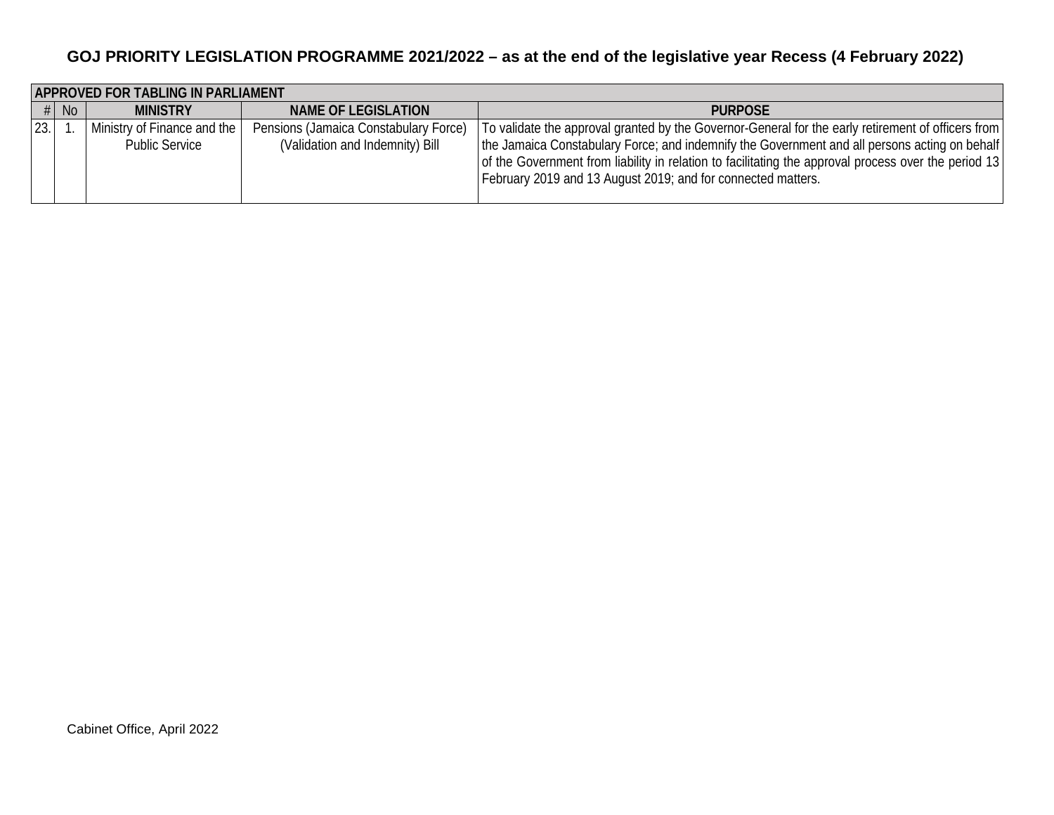**GOJ PRIORITY LEGISLATION PROGRAMME 2021/2022 – as at the end of the legislative year Recess (4 February 2022)**

| APPROVED FOR TABLING IN PARLIAMENT | | | | |
|---|---|---|---|---|
| # | No | MINISTRY | NAME OF LEGISLATION | PURPOSE |
| 23. | 1. | Ministry of Finance and the Public Service | Pensions (Jamaica Constabulary Force) (Validation and Indemnity) Bill | To validate the approval granted by the Governor-General for the early retirement of officers from the Jamaica Constabulary Force; and indemnify the Government and all persons acting on behalf of the Government from liability in relation to facilitating the approval process over the period 13 February 2019 and 13 August 2019; and for connected matters. |

Cabinet Office, April 2022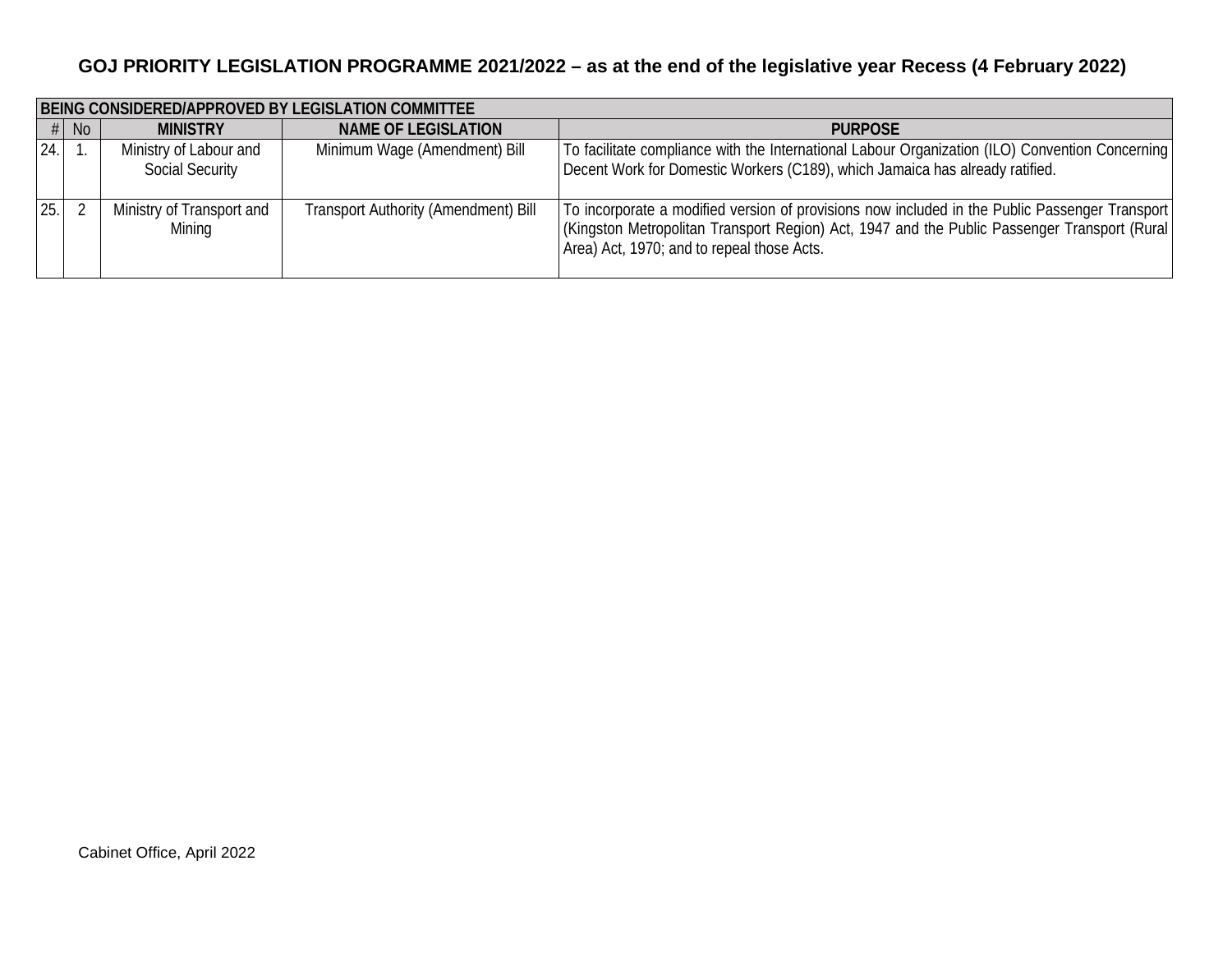**GOJ PRIORITY LEGISLATION PROGRAMME 2021/2022 – as at the end of the legislative year Recess (4 February 2022)**

| BEING CONSIDERED/APPROVED BY LEGISLATION COMMITTEE | | | | |
|---|---|---|---|---|
| # | No | MINISTRY | NAME OF LEGISLATION | PURPOSE |
| 24. | 1. | Ministry of Labour and Social Security | Minimum Wage (Amendment) Bill | To facilitate compliance with the International Labour Organization (ILO) Convention Concerning Decent Work for Domestic Workers (C189), which Jamaica has already ratified. |
| 25. | 2 | Ministry of Transport and Mining | Transport Authority (Amendment) Bill | To incorporate a modified version of provisions now included in the Public Passenger Transport (Kingston Metropolitan Transport Region) Act, 1947 and the Public Passenger Transport (Rural Area) Act, 1970; and to repeal those Acts. |

Cabinet Office, April 2022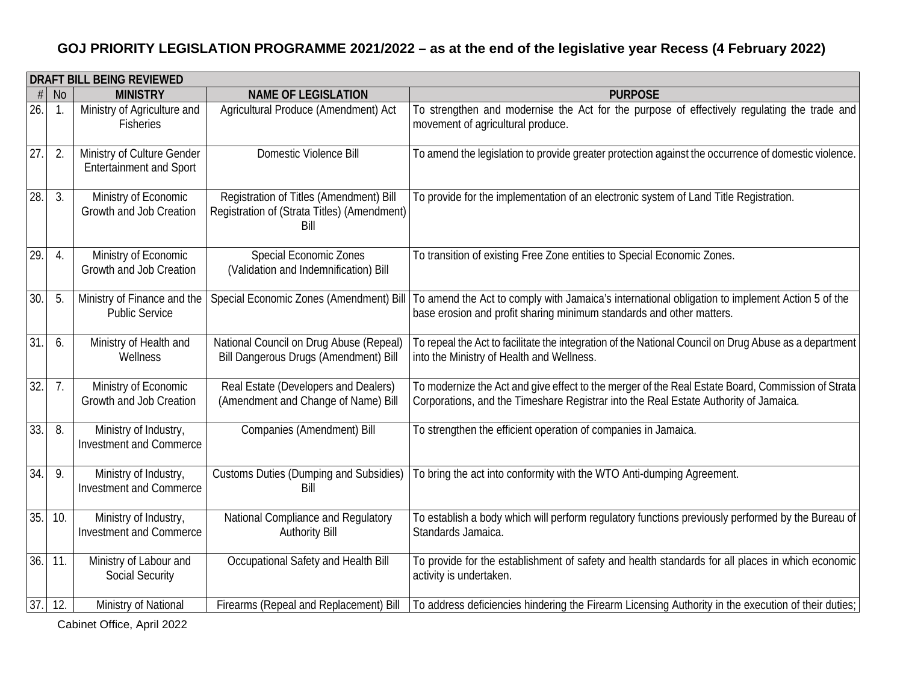## GOJ PRIORITY LEGISLATION PROGRAMME 2021/2022 – as at the end of the legislative year Recess (4 February 2022)

| DRAFT BILL BEING REVIEWED | | | | |
|---|---|---|---|---|
| # | No | MINISTRY | NAME OF LEGISLATION | PURPOSE |
| 26. | 1. | Ministry of Agriculture and Fisheries | Agricultural Produce (Amendment) Act | To strengthen and modernise the Act for the purpose of effectively regulating the trade and movement of agricultural produce. |
| 27. | 2. | Ministry of Culture Gender Entertainment and Sport | Domestic Violence Bill | To amend the legislation to provide greater protection against the occurrence of domestic violence. |
| 28. | 3. | Ministry of Economic Growth and Job Creation | Registration of Titles (Amendment) Bill Registration of (Strata Titles) (Amendment) Bill | To provide for the implementation of an electronic system of Land Title Registration. |
| 29. | 4. | Ministry of Economic Growth and Job Creation | Special Economic Zones (Validation and Indemnification) Bill | To transition of existing Free Zone entities to Special Economic Zones. |
| 30. | 5. | Ministry of Finance and the Public Service | Special Economic Zones (Amendment) Bill | To amend the Act to comply with Jamaica's international obligation to implement Action 5 of the base erosion and profit sharing minimum standards and other matters. |
| 31. | 6. | Ministry of Health and Wellness | National Council on Drug Abuse (Repeal) Bill Dangerous Drugs (Amendment) Bill | To repeal the Act to facilitate the integration of the National Council on Drug Abuse as a department into the Ministry of Health and Wellness. |
| 32. | 7. | Ministry of Economic Growth and Job Creation | Real Estate (Developers and Dealers) (Amendment and Change of Name) Bill | To modernize the Act and give effect to the merger of the Real Estate Board, Commission of Strata Corporations, and the Timeshare Registrar into the Real Estate Authority of Jamaica. |
| 33. | 8. | Ministry of Industry, Investment and Commerce | Companies (Amendment) Bill | To strengthen the efficient operation of companies in Jamaica. |
| 34. | 9. | Ministry of Industry, Investment and Commerce | Customs Duties (Dumping and Subsidies) Bill | To bring the act into conformity with the WTO Anti-dumping Agreement. |
| 35. | 10. | Ministry of Industry, Investment and Commerce | National Compliance and Regulatory Authority Bill | To establish a body which will perform regulatory functions previously performed by the Bureau of Standards Jamaica. |
| 36. | 11. | Ministry of Labour and Social Security | Occupational Safety and Health Bill | To provide for the establishment of safety and health standards for all places in which economic activity is undertaken. |
| 37. | 12. | Ministry of National | Firearms (Repeal and Replacement) Bill | To address deficiencies hindering the Firearm Licensing Authority in the execution of their duties; |

Cabinet Office, April 2022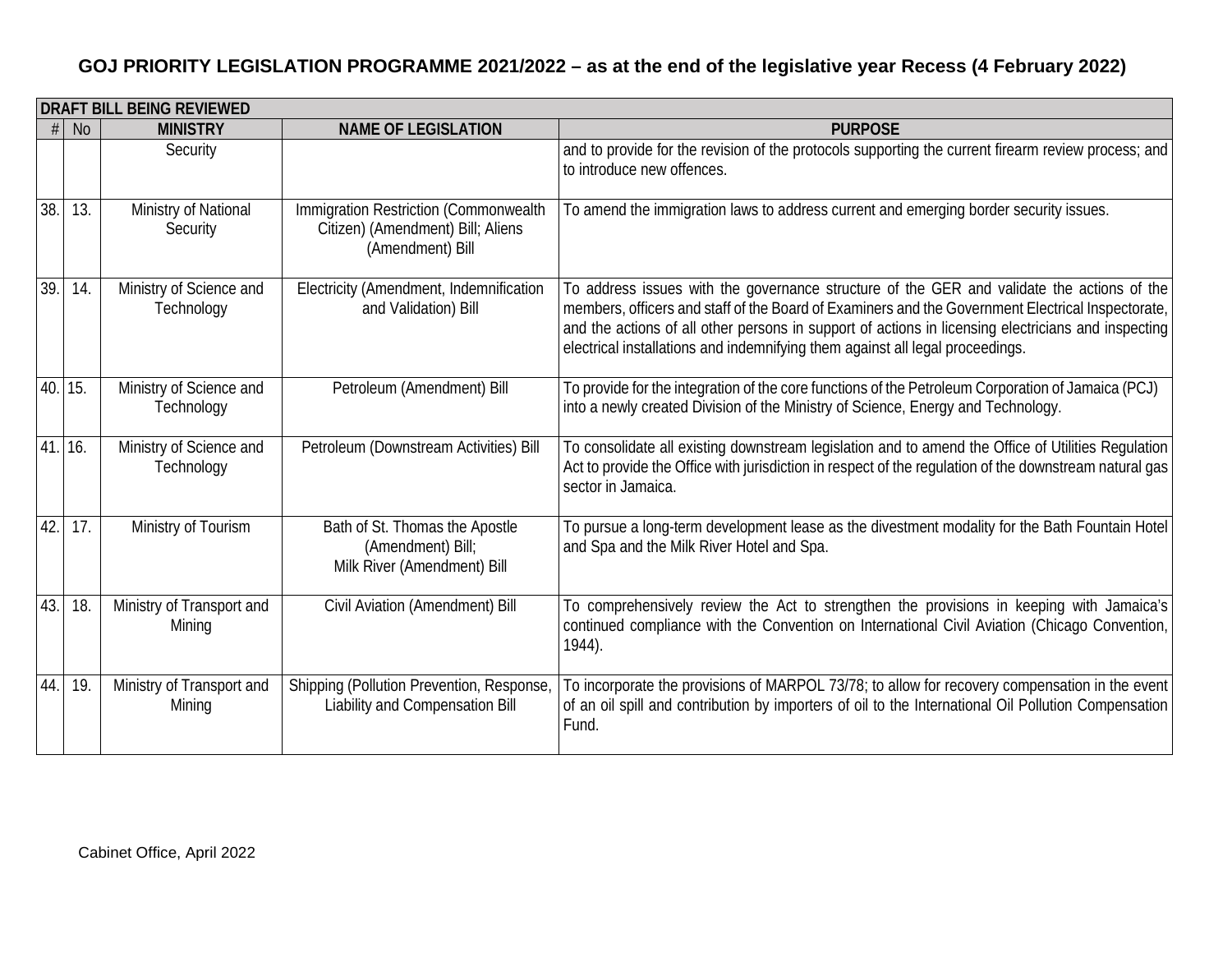## GOJ PRIORITY LEGISLATION PROGRAMME 2021/2022 – as at the end of the legislative year Recess (4 February 2022)

| DRAFT BILL BEING REVIEWED | | | | |
|---|---|---|---|---|
| # | No | MINISTRY | NAME OF LEGISLATION | PURPOSE |
| | | Security | | and to provide for the revision of the protocols supporting the current firearm review process; and to introduce new offences. |
| 38. | 13. | Ministry of National Security | Immigration Restriction (Commonwealth Citizen) (Amendment) Bill; Aliens (Amendment) Bill | To amend the immigration laws to address current and emerging border security issues. |
| 39. | 14. | Ministry of Science and Technology | Electricity (Amendment, Indemnification and Validation) Bill | To address issues with the governance structure of the GER and validate the actions of the members, officers and staff of the Board of Examiners and the Government Electrical Inspectorate, and the actions of all other persons in support of actions in licensing electricians and inspecting electrical installations and indemnifying them against all legal proceedings. |
| 40. | 15. | Ministry of Science and Technology | Petroleum (Amendment) Bill | To provide for the integration of the core functions of the Petroleum Corporation of Jamaica (PCJ) into a newly created Division of the Ministry of Science, Energy and Technology. |
| 41. | 16. | Ministry of Science and Technology | Petroleum (Downstream Activities) Bill | To consolidate all existing downstream legislation and to amend the Office of Utilities Regulation Act to provide the Office with jurisdiction in respect of the regulation of the downstream natural gas sector in Jamaica. |
| 42. | 17. | Ministry of Tourism | Bath of St. Thomas the Apostle (Amendment) Bill; Milk River (Amendment) Bill | To pursue a long-term development lease as the divestment modality for the Bath Fountain Hotel and Spa and the Milk River Hotel and Spa. |
| 43. | 18. | Ministry of Transport and Mining | Civil Aviation (Amendment) Bill | To comprehensively review the Act to strengthen the provisions in keeping with Jamaica's continued compliance with the Convention on International Civil Aviation (Chicago Convention, 1944). |
| 44. | 19. | Ministry of Transport and Mining | Shipping (Pollution Prevention, Response, Liability and Compensation Bill | To incorporate the provisions of MARPOL 73/78; to allow for recovery compensation in the event of an oil spill and contribution by importers of oil to the International Oil Pollution Compensation Fund. |

Cabinet Office, April 2022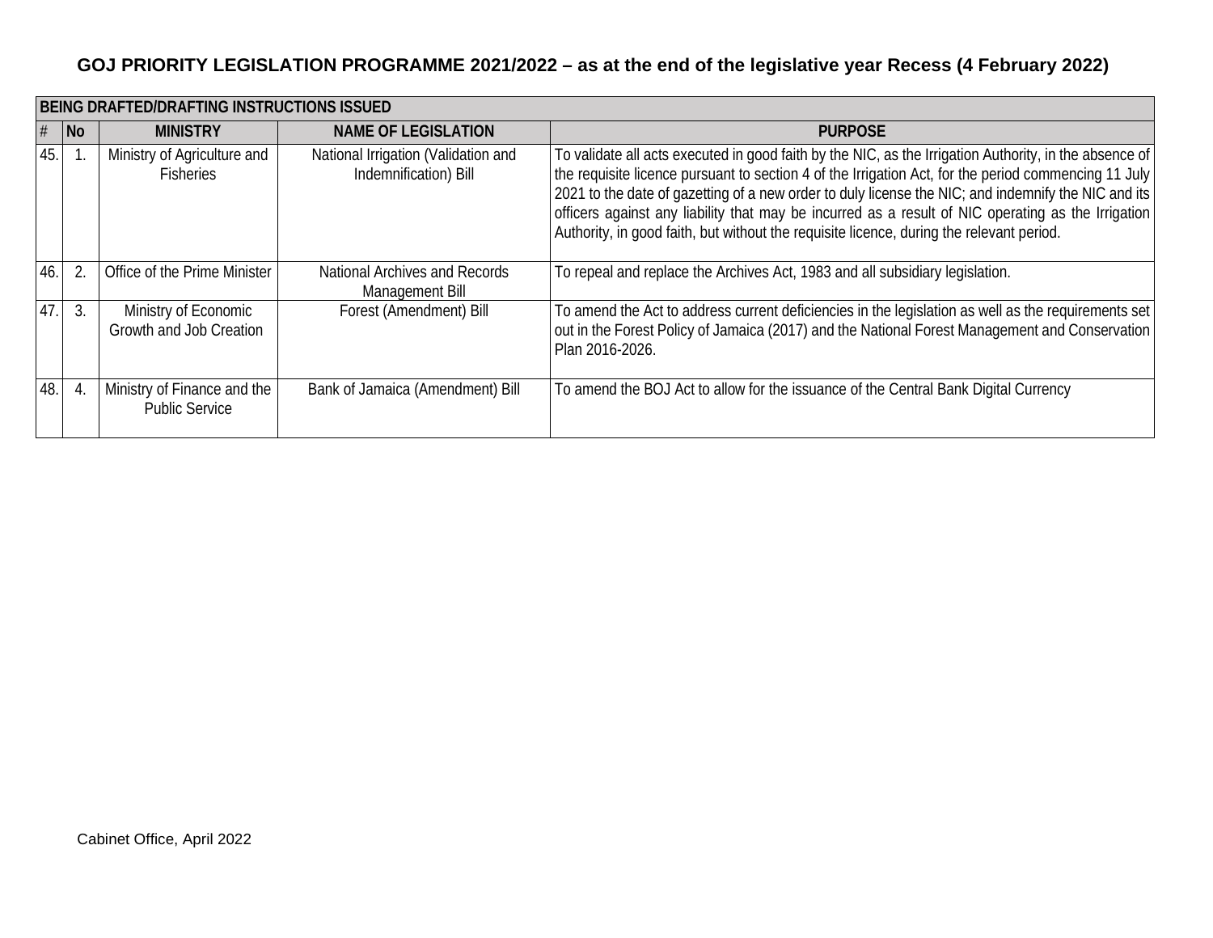## GOJ PRIORITY LEGISLATION PROGRAMME 2021/2022 – as at the end of the legislative year Recess (4 February 2022)

| BEING DRAFTED/DRAFTING INSTRUCTIONS ISSUED | | | | |
|---|---|---|---|---|
| # | No | MINISTRY | NAME OF LEGISLATION | PURPOSE |
| 45. | 1. | Ministry of Agriculture and Fisheries | National Irrigation (Validation and Indemnification) Bill | To validate all acts executed in good faith by the NIC, as the Irrigation Authority, in the absence of the requisite licence pursuant to section 4 of the Irrigation Act, for the period commencing 11 July 2021 to the date of gazetting of a new order to duly license the NIC; and indemnify the NIC and its officers against any liability that may be incurred as a result of NIC operating as the Irrigation Authority, in good faith, but without the requisite licence, during the relevant period. |
| 46. | 2. | Office of the Prime Minister | National Archives and Records Management Bill | To repeal and replace the Archives Act, 1983 and all subsidiary legislation. |
| 47. | 3. | Ministry of Economic Growth and Job Creation | Forest (Amendment) Bill | To amend the Act to address current deficiencies in the legislation as well as the requirements set out in the Forest Policy of Jamaica (2017) and the National Forest Management and Conservation Plan 2016-2026. |
| 48. | 4. | Ministry of Finance and the Public Service | Bank of Jamaica (Amendment) Bill | To amend the BOJ Act to allow for the issuance of the Central Bank Digital Currency |

Cabinet Office, April 2022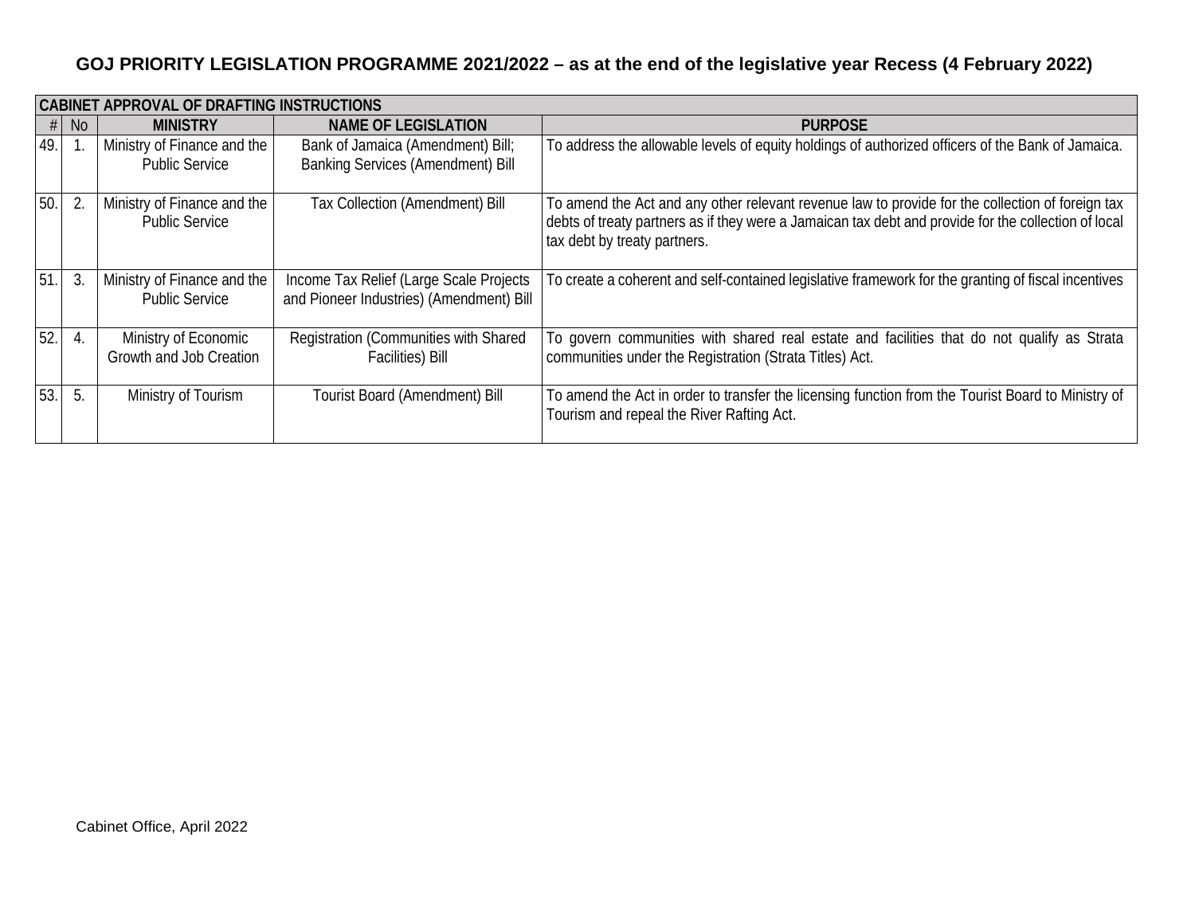## GOJ PRIORITY LEGISLATION PROGRAMME 2021/2022 – as at the end of the legislative year Recess (4 February 2022)

| CABINET APPROVAL OF DRAFTING INSTRUCTIONS | | | | |
|---|---|---|---|---|
| # | No | MINISTRY | NAME OF LEGISLATION | PURPOSE |
| 49. | 1. | Ministry of Finance and the Public Service | Bank of Jamaica (Amendment) Bill; Banking Services (Amendment) Bill | To address the allowable levels of equity holdings of authorized officers of the Bank of Jamaica. |
| 50. | 2. | Ministry of Finance and the Public Service | Tax Collection (Amendment) Bill | To amend the Act and any other relevant revenue law to provide for the collection of foreign tax debts of treaty partners as if they were a Jamaican tax debt and provide for the collection of local tax debt by treaty partners. |
| 51. | 3. | Ministry of Finance and the Public Service | Income Tax Relief (Large Scale Projects and Pioneer Industries) (Amendment) Bill | To create a coherent and self-contained legislative framework for the granting of fiscal incentives |
| 52. | 4. | Ministry of Economic Growth and Job Creation | Registration (Communities with Shared Facilities) Bill | To govern communities with shared real estate and facilities that do not qualify as Strata communities under the Registration (Strata Titles) Act. |
| 53. | 5. | Ministry of Tourism | Tourist Board (Amendment) Bill | To amend the Act in order to transfer the licensing function from the Tourist Board to Ministry of Tourism and repeal the River Rafting Act. |

Cabinet Office, April 2022